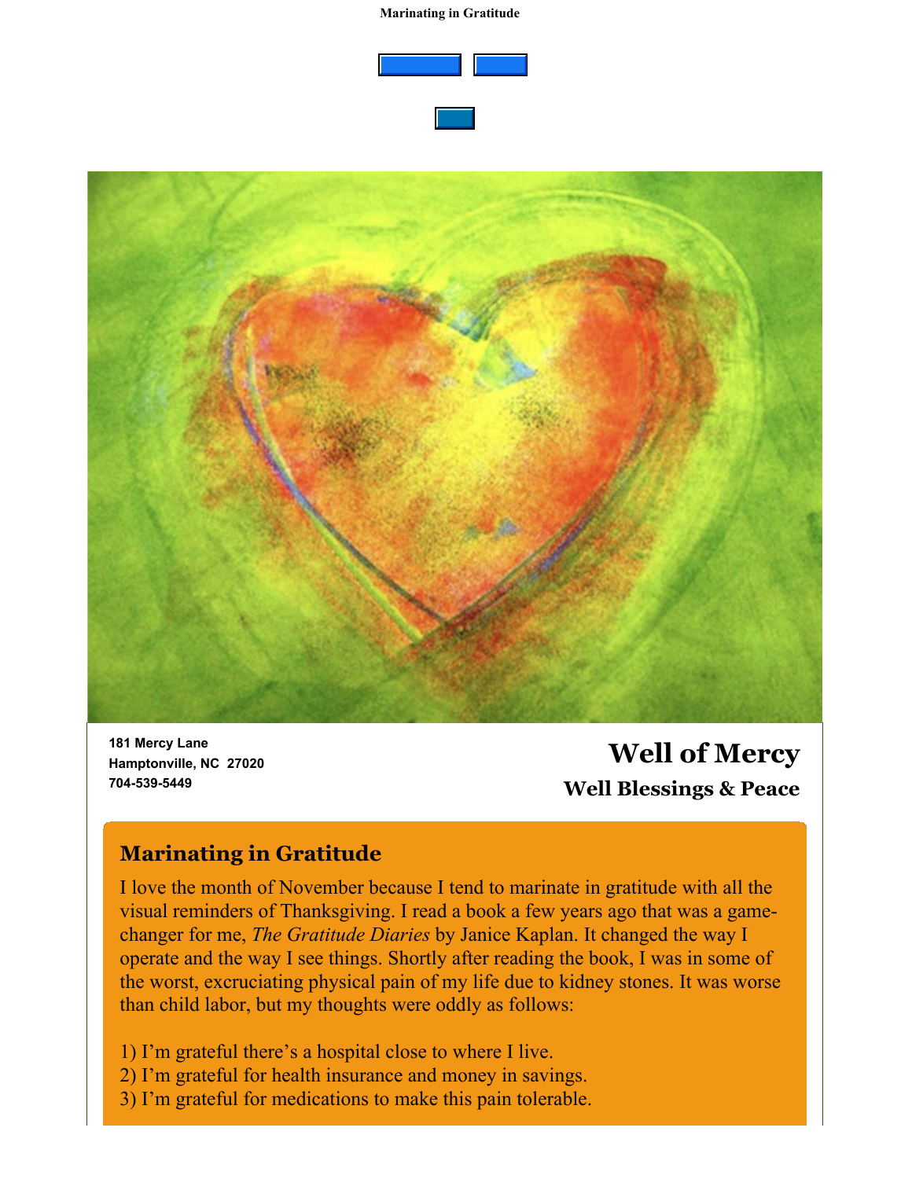181 Mercy Lane
Hamptonville, NC  27020
704-539-5449

# Well of Mercy

**Well Blessings & Peace**

## Marinating in Gratitude

I love the month of November because I tend to marinate in gratitude with all the visual reminders of Thanksgiving. I read a book a few years ago that was a game-changer for me, *The Gratitude Diaries* by Janice Kaplan. It changed the way I operate and the way I see things. Shortly after reading the book, I was in some of the worst, excruciating physical pain of my life due to kidney stones. It was worse than child labor, but my thoughts were oddly as follows:

1) I'm grateful there's a hospital close to where I live.
2) I'm grateful for health insurance and money in savings.
3) I'm grateful for medications to make this pain tolerable.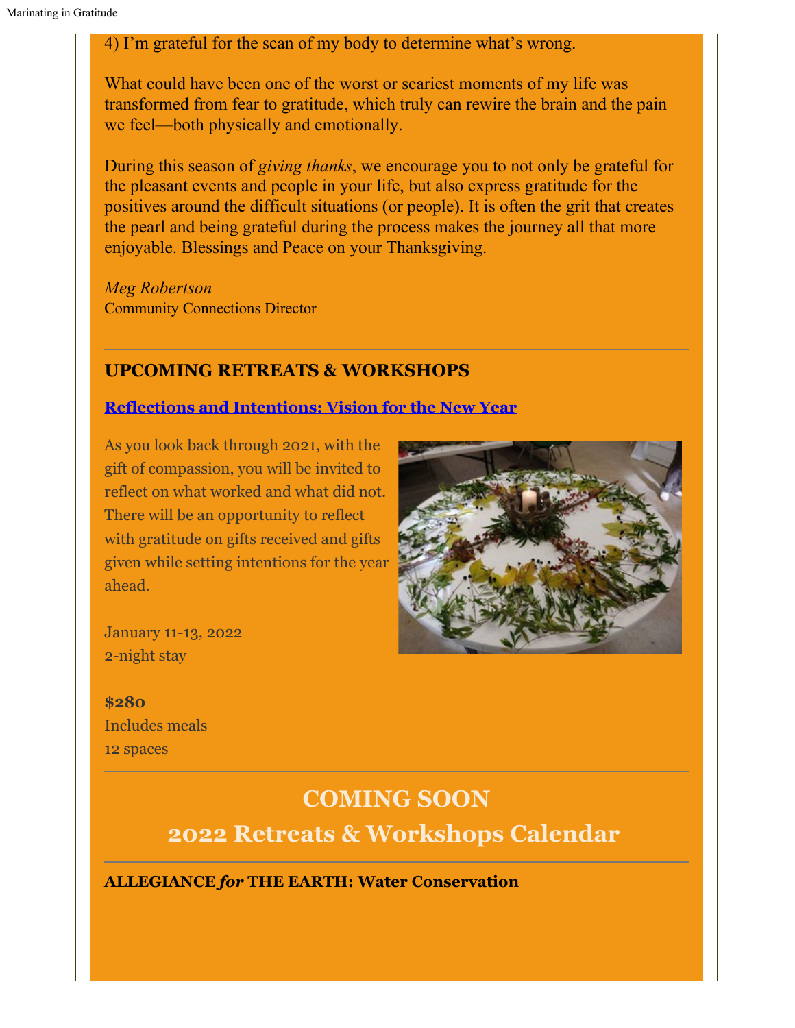4) I'm grateful for the scan of my body to determine what's wrong.

What could have been one of the worst or scariest moments of my life was transformed from fear to gratitude, which truly can rewire the brain and the pain we feel—both physically and emotionally.

During this season of *giving thanks*, we encourage you to not only be grateful for the pleasant events and people in your life, but also express gratitude for the positives around the difficult situations (or people). It is often the grit that creates the pearl and being grateful during the process makes the journey all that more enjoyable. Blessings and Peace on your Thanksgiving.

*Meg Robertson*
Community Connections Director

---

## UPCOMING RETREATS & WORKSHOPS

### Reflections and Intentions: Vision for the New Year

As you look back through 2021, with the gift of compassion, you will be invited to reflect on what worked and what did not. There will be an opportunity to reflect with gratitude on gifts received and gifts given while setting intentions for the year ahead.

January 11-13, 2022
2-night stay

**$280**
Includes meals
12 spaces

---

## COMING SOON
## 2022 Retreats & Workshops Calendar

---

**ALLEGIANCE *for* THE EARTH: Water Conservation**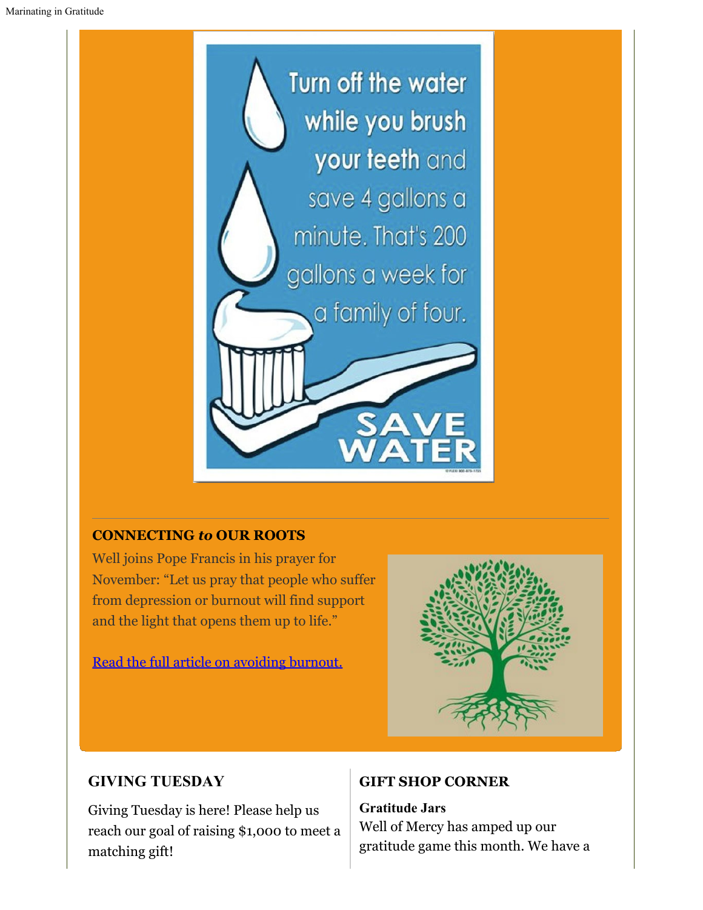Turn off the water while you brush your teeth and save 4 gallons a minute. That's 200 gallons a week for a family of four.

SAVE WATER

---

## CONNECTING *to* OUR ROOTS

Well joins Pope Francis in his prayer for November: "Let us pray that people who suffer from depression or burnout will find support and the light that opens them up to life."

[Read the full article on avoiding burnout.]

## GIVING TUESDAY

Giving Tuesday is here! Please help us reach our goal of raising $1,000 to meet a matching gift!

## GIFT SHOP CORNER

**Gratitude Jars**

Well of Mercy has amped up our gratitude game this month. We have a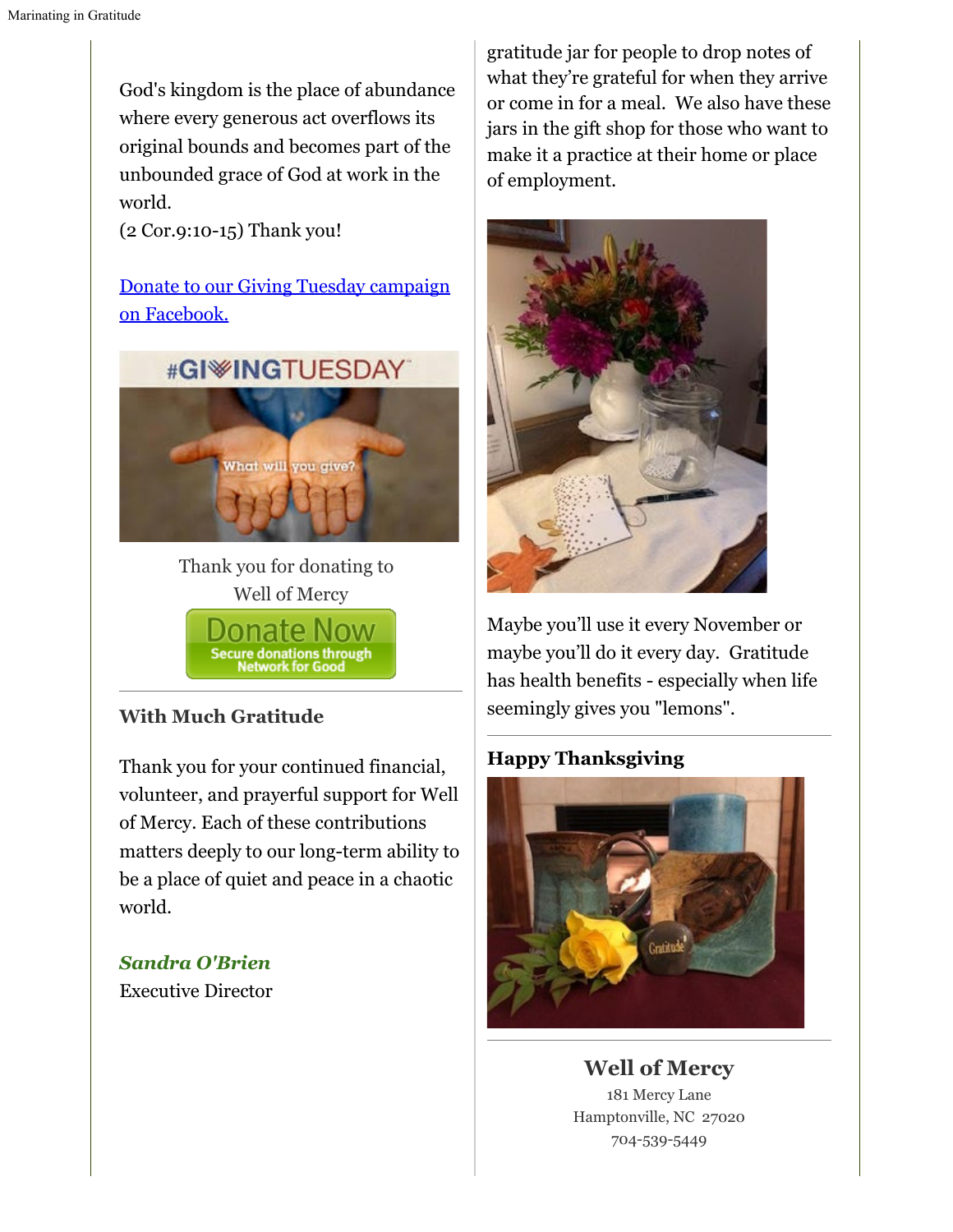God's kingdom is the place of abundance where every generous act overflows its original bounds and becomes part of the unbounded grace of God at work in the world.
(2 Cor.9:10-15) Thank you!

[Donate to our Giving Tuesday campaign on Facebook.]

Thank you for donating to Well of Mercy

### With Much Gratitude

Thank you for your continued financial, volunteer, and prayerful support for Well of Mercy. Each of these contributions matters deeply to our long-term ability to be a place of quiet and peace in a chaotic world.

***Sandra O'Brien***
Executive Director

gratitude jar for people to drop notes of what they're grateful for when they arrive or come in for a meal. We also have these jars in the gift shop for those who want to make it a practice at their home or place of employment.

Maybe you'll use it every November or maybe you'll do it every day. Gratitude has health benefits - especially when life seemingly gives you "lemons".

### Happy Thanksgiving

## Well of Mercy

181 Mercy Lane
Hamptonville, NC 27020
704-539-5449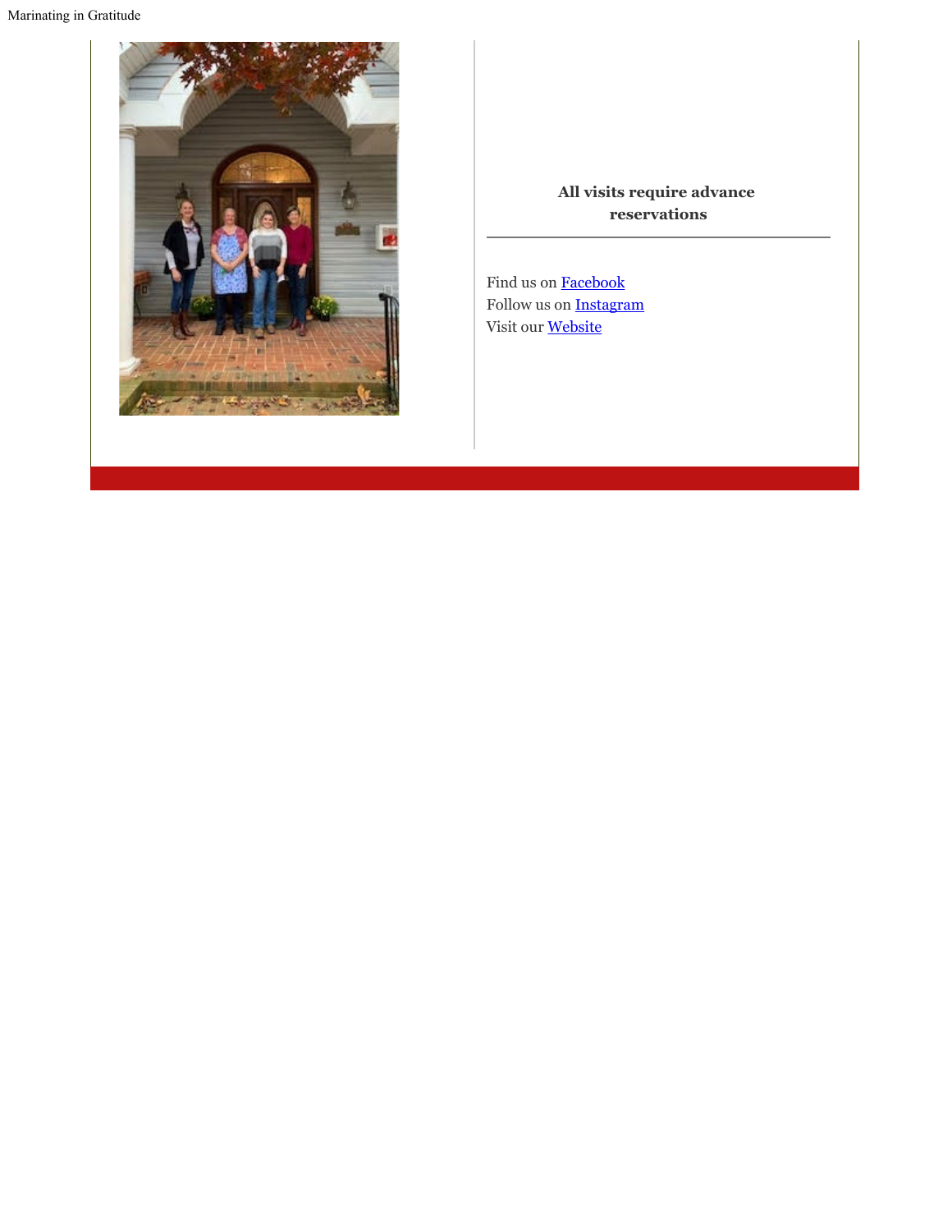**All visits require advance reservations**

---

Find us on [Facebook]  
Follow us on [Instagram]  
Visit our [Website]